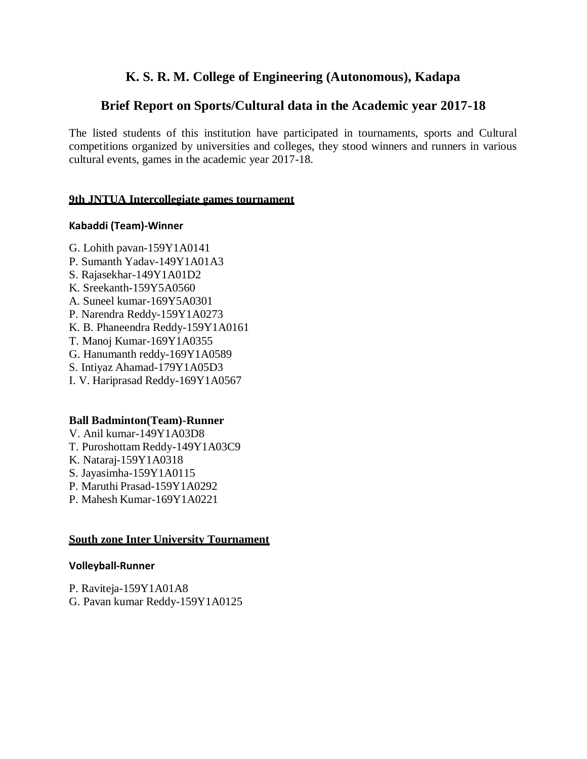# K. S. R. M. College of Engineering (Autonomous), Kadapa

## Brief Report on Sports/Cultural data in the Academic year 2017-18

The listed students of this institution have participated in tournaments, sports and Cultural competitions organized by universities and colleges, they stood winners and runners in various cultural events, games in the academic year 2017-18.

### 9th JNTUA Intercollegiate games tournament

**Kabaddi (Team)-Winner**

G. Lohith pavan-159Y1A0141
P. Sumanth Yadav-149Y1A01A3
S. Rajasekhar-149Y1A01D2
K. Sreekanth-159Y5A0560
A. Suneel kumar-169Y5A0301
P. Narendra Reddy-159Y1A0273
K. B. Phaneendra Reddy-159Y1A0161
T. Manoj Kumar-169Y1A0355
G. Hanumanth reddy-169Y1A0589
S. Intiyaz Ahamad-179Y1A05D3
I. V. Hariprasad Reddy-169Y1A0567

**Ball Badminton(Team)-Runner**

V. Anil kumar-149Y1A03D8
T. Puroshottam Reddy-149Y1A03C9
K. Nataraj-159Y1A0318
S. Jayasimha-159Y1A0115
P. Maruthi Prasad-159Y1A0292
P. Mahesh Kumar-169Y1A0221

### South zone Inter University Tournament

**Volleyball-Runner**

P. Raviteja-159Y1A01A8
G. Pavan kumar Reddy-159Y1A0125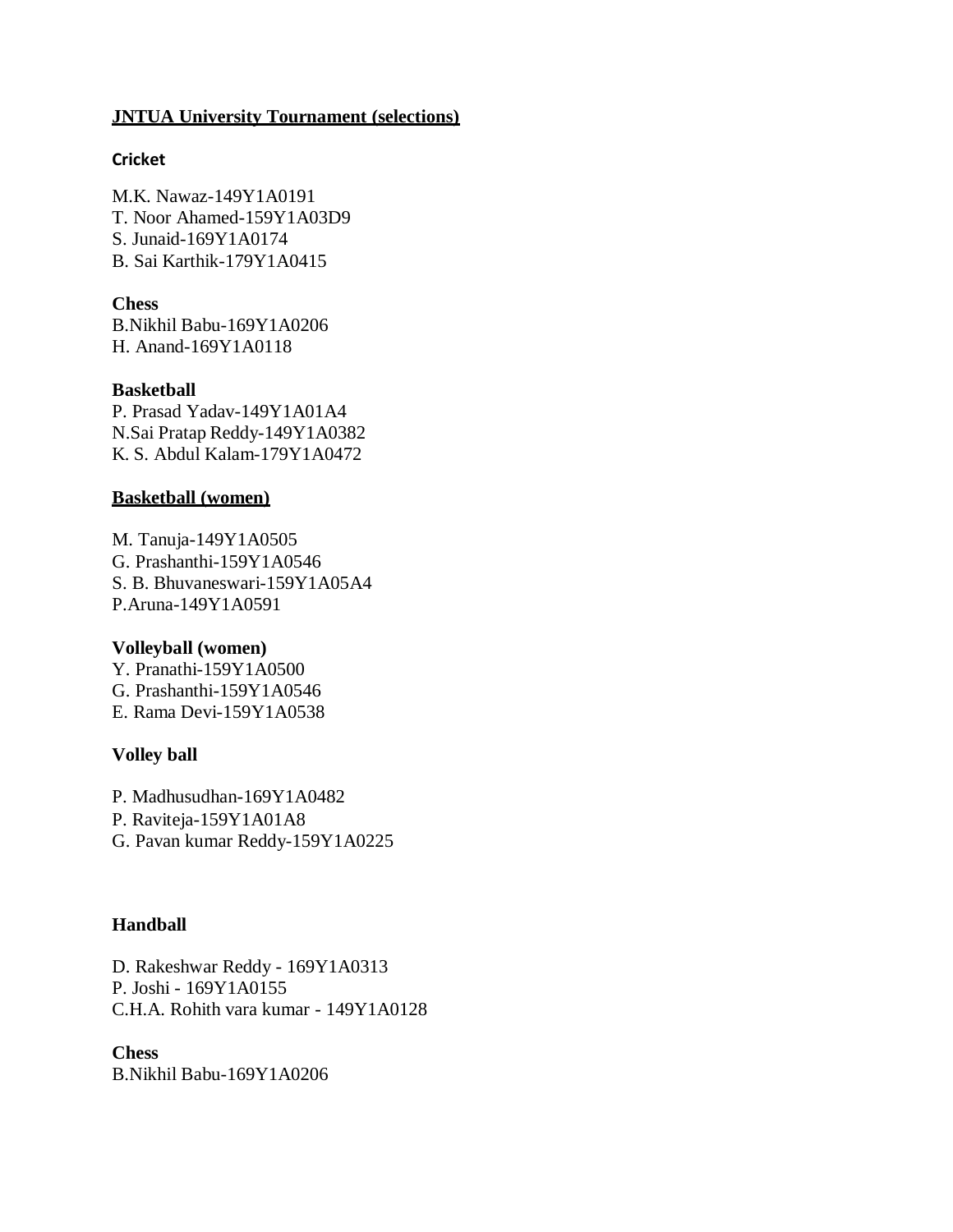**<u>JNTUA University Tournament (selections)</u>**

**Cricket**

M.K. Nawaz-149Y1A0191
T. Noor Ahamed-159Y1A03D9
S. Junaid-169Y1A0174
B. Sai Karthik-179Y1A0415

**Chess**

B.Nikhil Babu-169Y1A0206
H. Anand-169Y1A0118

**Basketball**

P. Prasad Yadav-149Y1A01A4
N.Sai Pratap Reddy-149Y1A0382
K. S. Abdul Kalam-179Y1A0472

**<u>Basketball (women)</u>**

M. Tanuja-149Y1A0505
G. Prashanthi-159Y1A0546
S. B. Bhuvaneswari-159Y1A05A4
P.Aruna-149Y1A0591

**Volleyball (women)**

Y. Pranathi-159Y1A0500
G. Prashanthi-159Y1A0546
E. Rama Devi-159Y1A0538

**Volley ball**

P. Madhusudhan-169Y1A0482
P. Raviteja-159Y1A01A8
G. Pavan kumar Reddy-159Y1A0225

**Handball**

D. Rakeshwar Reddy - 169Y1A0313
P. Joshi - 169Y1A0155
C.H.A. Rohith vara kumar - 149Y1A0128

**Chess**

B.Nikhil Babu-169Y1A0206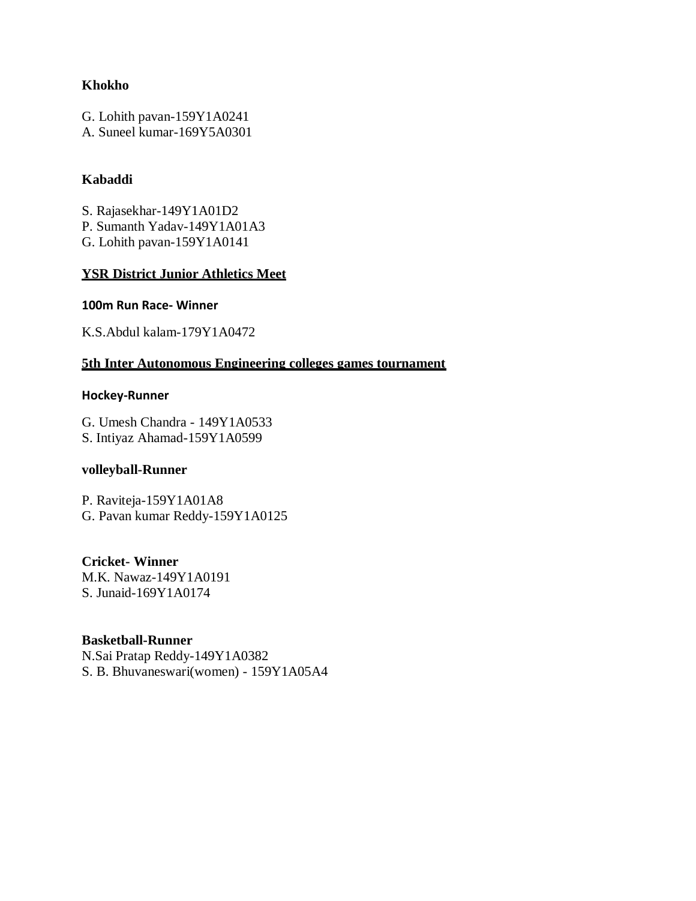**Khokho**

G. Lohith pavan-159Y1A0241
A. Suneel kumar-169Y5A0301

**Kabaddi**

S. Rajasekhar-149Y1A01D2
P. Sumanth Yadav-149Y1A01A3
G. Lohith pavan-159Y1A0141

**<u>YSR District Junior Athletics Meet</u>**

**100m Run Race- Winner**

K.S.Abdul kalam-179Y1A0472

**<u>5th Inter Autonomous Engineering colleges games tournament</u>**

**Hockey-Runner**

G. Umesh Chandra - 149Y1A0533
S. Intiyaz Ahamad-159Y1A0599

**volleyball-Runner**

P. Raviteja-159Y1A01A8
G. Pavan kumar Reddy-159Y1A0125

**Cricket- Winner**
M.K. Nawaz-149Y1A0191
S. Junaid-169Y1A0174

**Basketball-Runner**
N.Sai Pratap Reddy-149Y1A0382
S. B. Bhuvaneswari(women) - 159Y1A05A4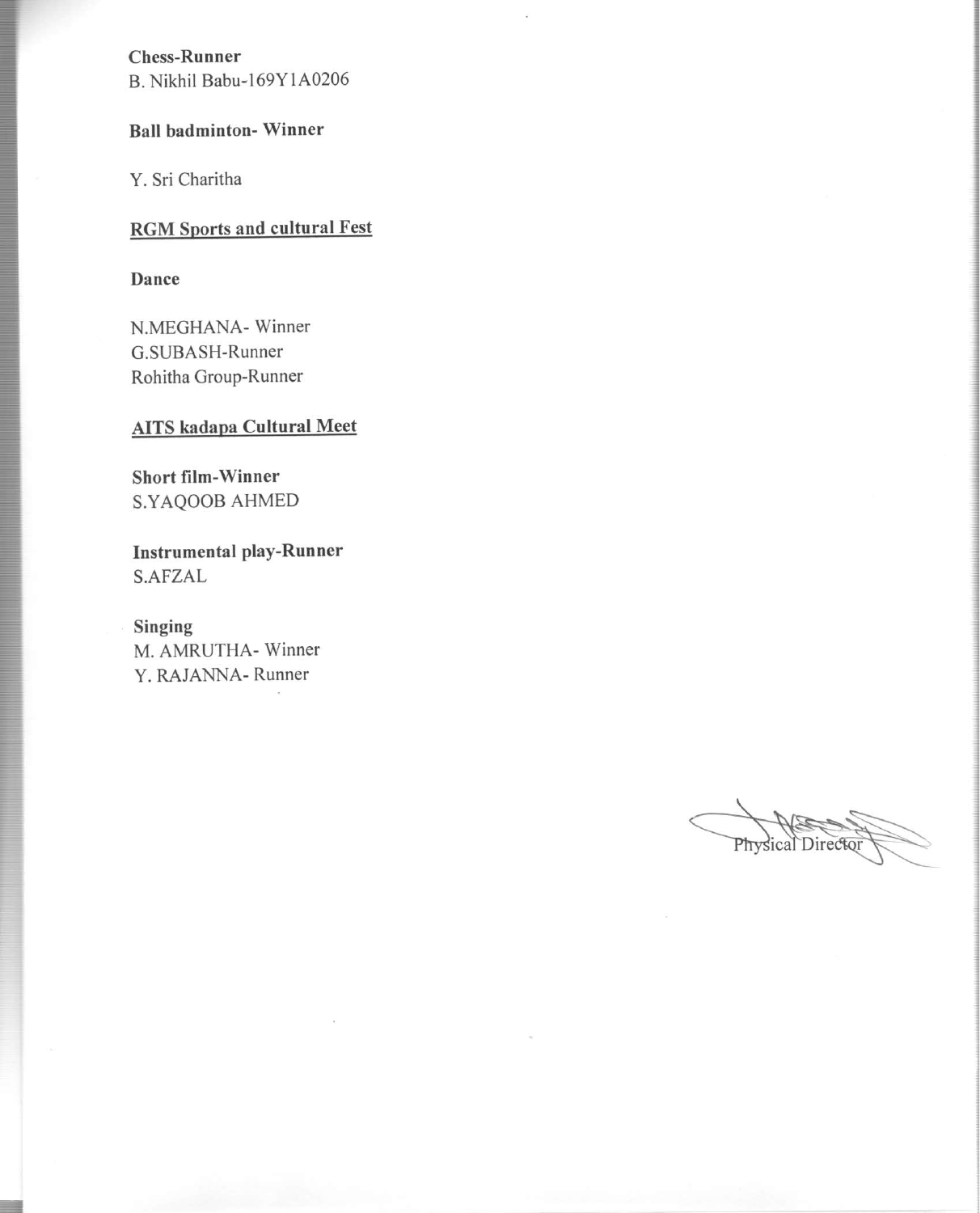**Chess-Runner**
B. Nikhil Babu-169Y1A0206

**Ball badminton- Winner**

Y. Sri Charitha

**RGM Sports and cultural Fest**

**Dance**

N.MEGHANA- Winner
G.SUBASH-Runner
Rohitha Group-Runner

**AITS kadapa Cultural Meet**

**Short film-Winner**
S.YAQOOB AHMED

**Instrumental play-Runner**
S.AFZAL

**Singing**
M. AMRUTHA- Winner
Y. RAJANNA- Runner

Physical Director